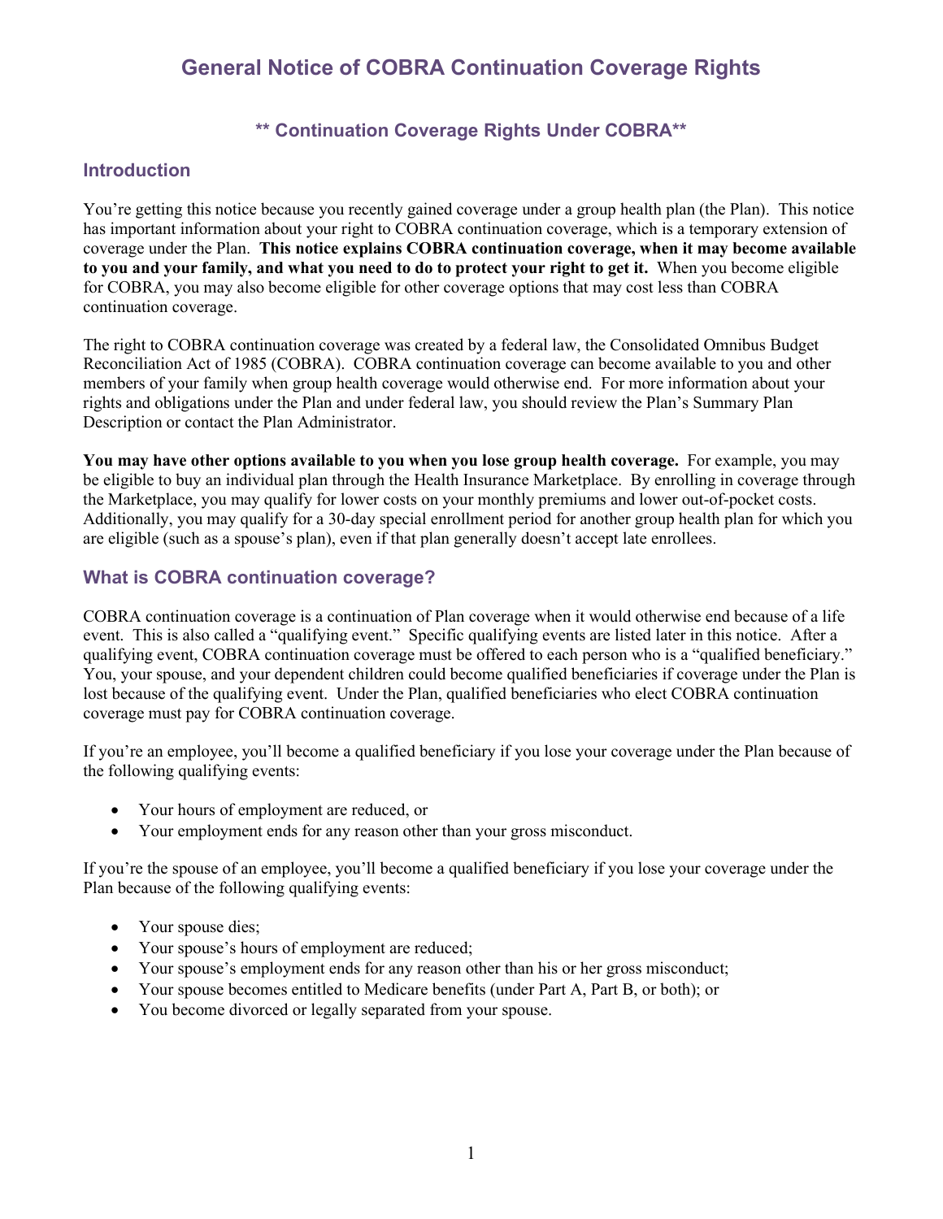# General Notice of COBRA Continuation Coverage Rights

## ** Continuation Coverage Rights Under COBRA**

### Introduction

You're getting this notice because you recently gained coverage under a group health plan (the Plan). This notice has important information about your right to COBRA continuation coverage, which is a temporary extension of coverage under the Plan. **This notice explains COBRA continuation coverage, when it may become available to you and your family, and what you need to do to protect your right to get it.** When you become eligible for COBRA, you may also become eligible for other coverage options that may cost less than COBRA continuation coverage.

The right to COBRA continuation coverage was created by a federal law, the Consolidated Omnibus Budget Reconciliation Act of 1985 (COBRA). COBRA continuation coverage can become available to you and other members of your family when group health coverage would otherwise end. For more information about your rights and obligations under the Plan and under federal law, you should review the Plan's Summary Plan Description or contact the Plan Administrator.

**You may have other options available to you when you lose group health coverage.** For example, you may be eligible to buy an individual plan through the Health Insurance Marketplace. By enrolling in coverage through the Marketplace, you may qualify for lower costs on your monthly premiums and lower out-of-pocket costs. Additionally, you may qualify for a 30-day special enrollment period for another group health plan for which you are eligible (such as a spouse's plan), even if that plan generally doesn't accept late enrollees.

### What is COBRA continuation coverage?

COBRA continuation coverage is a continuation of Plan coverage when it would otherwise end because of a life event. This is also called a "qualifying event." Specific qualifying events are listed later in this notice. After a qualifying event, COBRA continuation coverage must be offered to each person who is a "qualified beneficiary." You, your spouse, and your dependent children could become qualified beneficiaries if coverage under the Plan is lost because of the qualifying event. Under the Plan, qualified beneficiaries who elect COBRA continuation coverage must pay for COBRA continuation coverage.

If you're an employee, you'll become a qualified beneficiary if you lose your coverage under the Plan because of the following qualifying events:

- Your hours of employment are reduced, or
- Your employment ends for any reason other than your gross misconduct.

If you're the spouse of an employee, you'll become a qualified beneficiary if you lose your coverage under the Plan because of the following qualifying events:

- Your spouse dies;
- Your spouse's hours of employment are reduced;
- Your spouse's employment ends for any reason other than his or her gross misconduct;
- Your spouse becomes entitled to Medicare benefits (under Part A, Part B, or both); or
- You become divorced or legally separated from your spouse.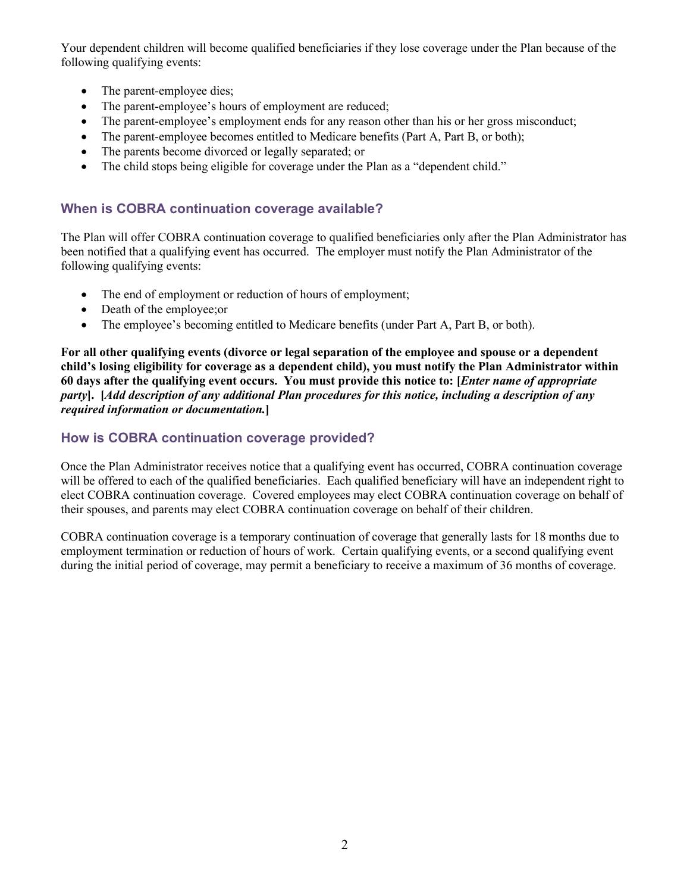Your dependent children will become qualified beneficiaries if they lose coverage under the Plan because of the following qualifying events:

- The parent-employee dies;
- The parent-employee's hours of employment are reduced;
- The parent-employee's employment ends for any reason other than his or her gross misconduct;
- The parent-employee becomes entitled to Medicare benefits (Part A, Part B, or both);
- The parents become divorced or legally separated; or
- The child stops being eligible for coverage under the Plan as a "dependent child."

## When is COBRA continuation coverage available?

The Plan will offer COBRA continuation coverage to qualified beneficiaries only after the Plan Administrator has been notified that a qualifying event has occurred. The employer must notify the Plan Administrator of the following qualifying events:

- The end of employment or reduction of hours of employment;
- Death of the employee;or
- The employee's becoming entitled to Medicare benefits (under Part A, Part B, or both).

**For all other qualifying events (divorce or legal separation of the employee and spouse or a dependent child's losing eligibility for coverage as a dependent child), you must notify the Plan Administrator within 60 days after the qualifying event occurs. You must provide this notice to: [*Enter name of appropriate party*]. [*Add description of any additional Plan procedures for this notice, including a description of any required information or documentation.*]**

## How is COBRA continuation coverage provided?

Once the Plan Administrator receives notice that a qualifying event has occurred, COBRA continuation coverage will be offered to each of the qualified beneficiaries. Each qualified beneficiary will have an independent right to elect COBRA continuation coverage. Covered employees may elect COBRA continuation coverage on behalf of their spouses, and parents may elect COBRA continuation coverage on behalf of their children.

COBRA continuation coverage is a temporary continuation of coverage that generally lasts for 18 months due to employment termination or reduction of hours of work. Certain qualifying events, or a second qualifying event during the initial period of coverage, may permit a beneficiary to receive a maximum of 36 months of coverage.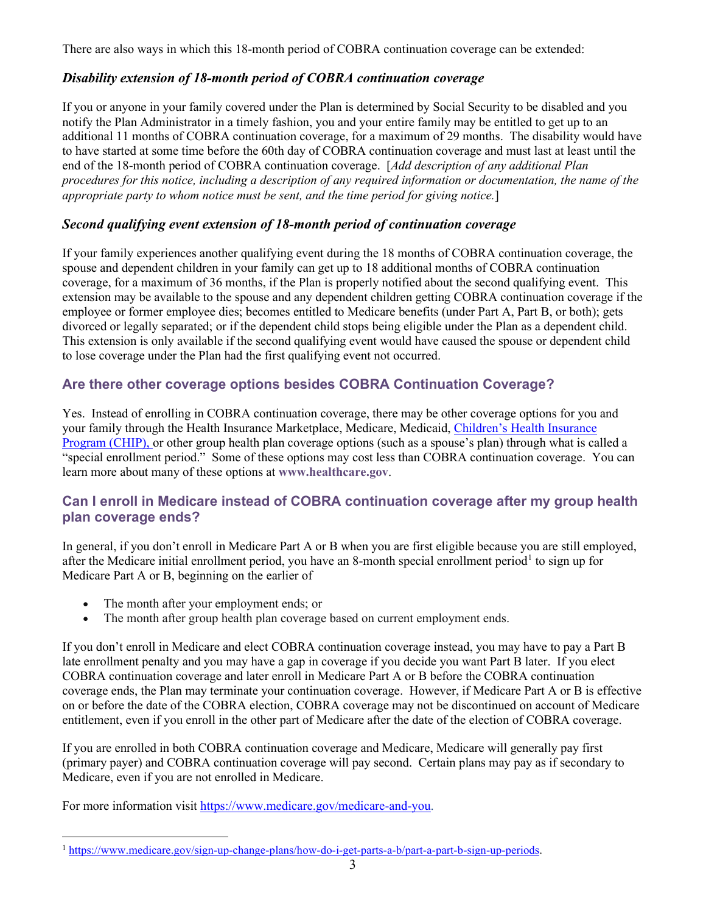There are also ways in which this 18-month period of COBRA continuation coverage can be extended:

### *Disability extension of 18-month period of COBRA continuation coverage*

If you or anyone in your family covered under the Plan is determined by Social Security to be disabled and you notify the Plan Administrator in a timely fashion, you and your entire family may be entitled to get up to an additional 11 months of COBRA continuation coverage, for a maximum of 29 months. The disability would have to have started at some time before the 60th day of COBRA continuation coverage and must last at least until the end of the 18-month period of COBRA continuation coverage. [*Add description of any additional Plan procedures for this notice, including a description of any required information or documentation, the name of the appropriate party to whom notice must be sent, and the time period for giving notice.*]

### *Second qualifying event extension of 18-month period of continuation coverage*

If your family experiences another qualifying event during the 18 months of COBRA continuation coverage, the spouse and dependent children in your family can get up to 18 additional months of COBRA continuation coverage, for a maximum of 36 months, if the Plan is properly notified about the second qualifying event. This extension may be available to the spouse and any dependent children getting COBRA continuation coverage if the employee or former employee dies; becomes entitled to Medicare benefits (under Part A, Part B, or both); gets divorced or legally separated; or if the dependent child stops being eligible under the Plan as a dependent child. This extension is only available if the second qualifying event would have caused the spouse or dependent child to lose coverage under the Plan had the first qualifying event not occurred.

## Are there other coverage options besides COBRA Continuation Coverage?

Yes. Instead of enrolling in COBRA continuation coverage, there may be other coverage options for you and your family through the Health Insurance Marketplace, Medicare, Medicaid, [Children's Health Insurance Program (CHIP),](https://www.healthcare.gov) or other group health plan coverage options (such as a spouse's plan) through what is called a "special enrollment period." Some of these options may cost less than COBRA continuation coverage. You can learn more about many of these options at **www.healthcare.gov**.

## Can I enroll in Medicare instead of COBRA continuation coverage after my group health plan coverage ends?

In general, if you don't enroll in Medicare Part A or B when you are first eligible because you are still employed, after the Medicare initial enrollment period, you have an 8-month special enrollment period[1] to sign up for Medicare Part A or B, beginning on the earlier of

- The month after your employment ends; or
- The month after group health plan coverage based on current employment ends.

If you don't enroll in Medicare and elect COBRA continuation coverage instead, you may have to pay a Part B late enrollment penalty and you may have a gap in coverage if you decide you want Part B later. If you elect COBRA continuation coverage and later enroll in Medicare Part A or B before the COBRA continuation coverage ends, the Plan may terminate your continuation coverage. However, if Medicare Part A or B is effective on or before the date of the COBRA election, COBRA coverage may not be discontinued on account of Medicare entitlement, even if you enroll in the other part of Medicare after the date of the election of COBRA coverage.

If you are enrolled in both COBRA continuation coverage and Medicare, Medicare will generally pay first (primary payer) and COBRA continuation coverage will pay second. Certain plans may pay as if secondary to Medicare, even if you are not enrolled in Medicare.

For more information visit https://www.medicare.gov/medicare-and-you.

[1] https://www.medicare.gov/sign-up-change-plans/how-do-i-get-parts-a-b/part-a-part-b-sign-up-periods.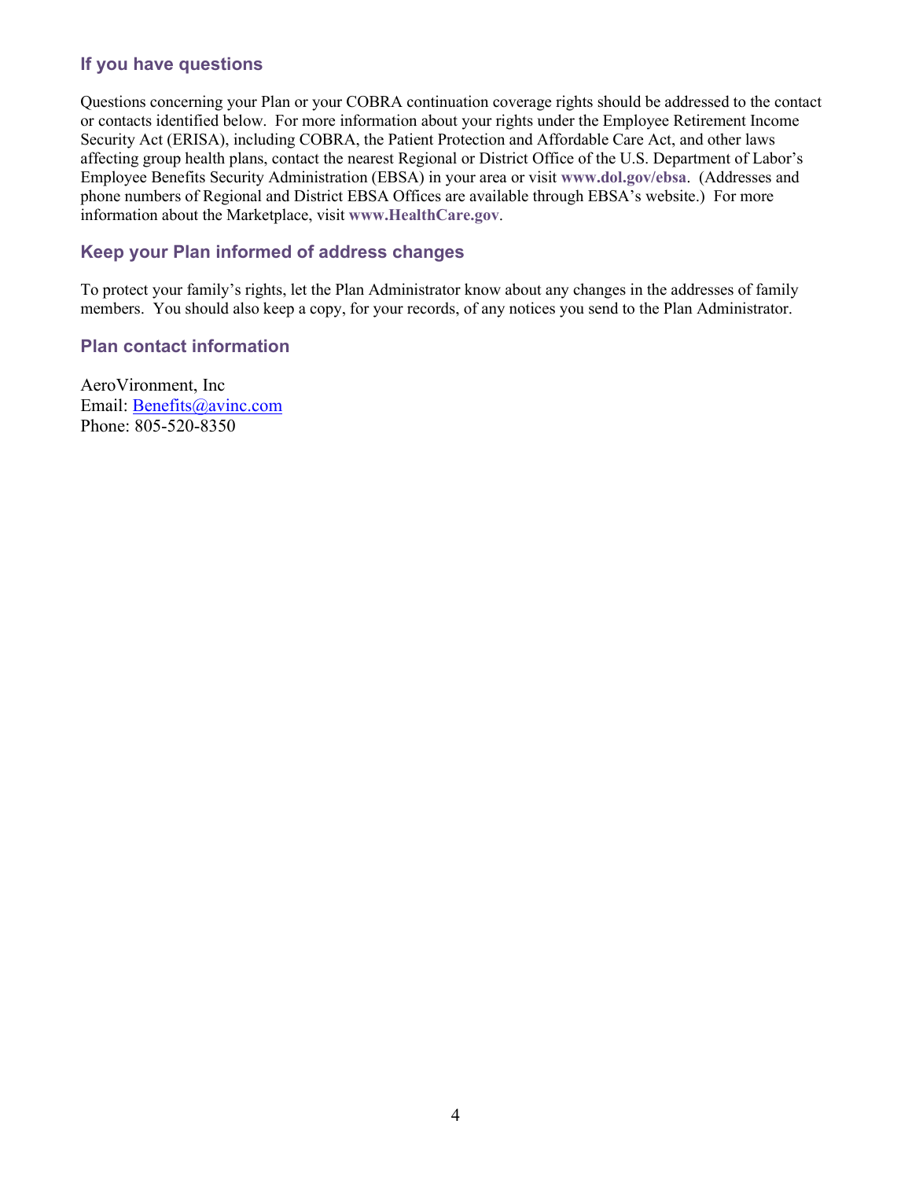## If you have questions

Questions concerning your Plan or your COBRA continuation coverage rights should be addressed to the contact or contacts identified below. For more information about your rights under the Employee Retirement Income Security Act (ERISA), including COBRA, the Patient Protection and Affordable Care Act, and other laws affecting group health plans, contact the nearest Regional or District Office of the U.S. Department of Labor's Employee Benefits Security Administration (EBSA) in your area or visit **www.dol.gov/ebsa**. (Addresses and phone numbers of Regional and District EBSA Offices are available through EBSA's website.) For more information about the Marketplace, visit **www.HealthCare.gov**.

## Keep your Plan informed of address changes

To protect your family's rights, let the Plan Administrator know about any changes in the addresses of family members. You should also keep a copy, for your records, of any notices you send to the Plan Administrator.

## Plan contact information

AeroVironment, Inc
Email: Benefits@avinc.com
Phone: 805-520-8350